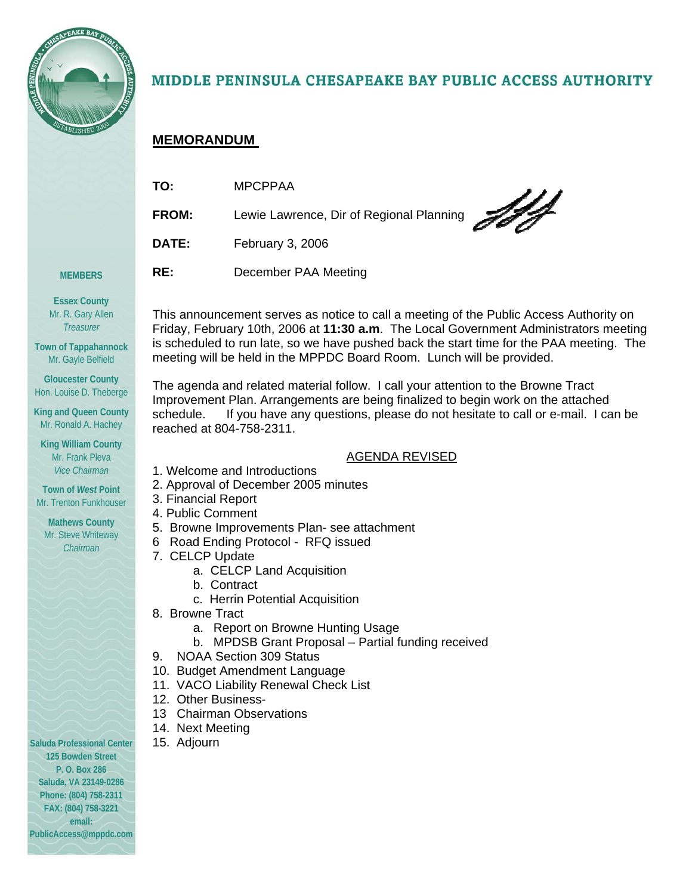# MIDDLE PENINSULA CHESAPEAKE BAY PUBLIC ACCESS AUTHORITY

**MEMBERS**

**Essex County**
Mr. R. Gary Allen
*Treasurer*

**Town of Tappahannock**
Mr. Gayle Belfield

**Gloucester County**
Hon. Louise D. Theberge

**King and Queen County**
Mr. Ronald A. Hachey

**King William County**
Mr. Frank Pleva
*Vice Chairman*

**Town of *West* Point**
Mr. Trenton Funkhouser

**Mathews County**
Mr. Steve Whiteway
*Chairman*

**Saluda Professional Center**
**125 Bowden Street**
**P. O. Box 286**
**Saluda, VA 23149-0286**
**Phone: (804) 758-2311**
**FAX: (804) 758-3221**
**email:**
**PublicAccess@mppdc.com**

## MEMORANDUM

**TO:** MPCPPAA

**FROM:** Lewie Lawrence, Dir of Regional Planning

**DATE:** February 3, 2006

**RE:** December PAA Meeting

This announcement serves as notice to call a meeting of the Public Access Authority on Friday, February 10th, 2006 at **11:30 a.m**. The Local Government Administrators meeting is scheduled to run late, so we have pushed back the start time for the PAA meeting. The meeting will be held in the MPPDC Board Room. Lunch will be provided.

The agenda and related material follow. I call your attention to the Browne Tract Improvement Plan. Arrangements are being finalized to begin work on the attached schedule. If you have any questions, please do not hesitate to call or e-mail. I can be reached at 804-758-2311.

AGENDA REVISED

1. Welcome and Introductions
2. Approval of December 2005 minutes
3. Financial Report
4. Public Comment
5. Browne Improvements Plan- see attachment
6. Road Ending Protocol - RFQ issued
7. CELCP Update
   a. CELCP Land Acquisition
   b. Contract
   c. Herrin Potential Acquisition
8. Browne Tract
   a. Report on Browne Hunting Usage
   b. MPDSB Grant Proposal – Partial funding received
9. NOAA Section 309 Status
10. Budget Amendment Language
11. VACO Liability Renewal Check List
12. Other Business-
13. Chairman Observations
14. Next Meeting
15. Adjourn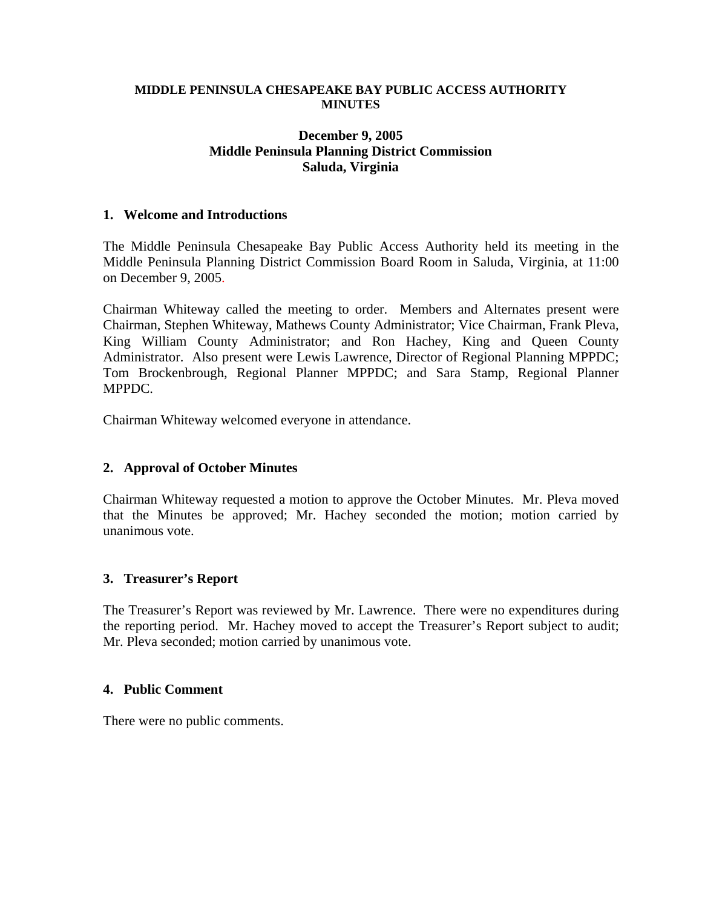**MIDDLE PENINSULA CHESAPEAKE BAY PUBLIC ACCESS AUTHORITY**
**MINUTES**

**December 9, 2005**
**Middle Peninsula Planning District Commission**
**Saluda, Virginia**

## 1. Welcome and Introductions

The Middle Peninsula Chesapeake Bay Public Access Authority held its meeting in the Middle Peninsula Planning District Commission Board Room in Saluda, Virginia, at 11:00 on December 9, 2005.

Chairman Whiteway called the meeting to order. Members and Alternates present were Chairman, Stephen Whiteway, Mathews County Administrator; Vice Chairman, Frank Pleva, King William County Administrator; and Ron Hachey, King and Queen County Administrator. Also present were Lewis Lawrence, Director of Regional Planning MPPDC; Tom Brockenbrough, Regional Planner MPPDC; and Sara Stamp, Regional Planner MPPDC.

Chairman Whiteway welcomed everyone in attendance.

## 2. Approval of October Minutes

Chairman Whiteway requested a motion to approve the October Minutes. Mr. Pleva moved that the Minutes be approved; Mr. Hachey seconded the motion; motion carried by unanimous vote.

## 3. Treasurer's Report

The Treasurer's Report was reviewed by Mr. Lawrence. There were no expenditures during the reporting period. Mr. Hachey moved to accept the Treasurer's Report subject to audit; Mr. Pleva seconded; motion carried by unanimous vote.

## 4. Public Comment

There were no public comments.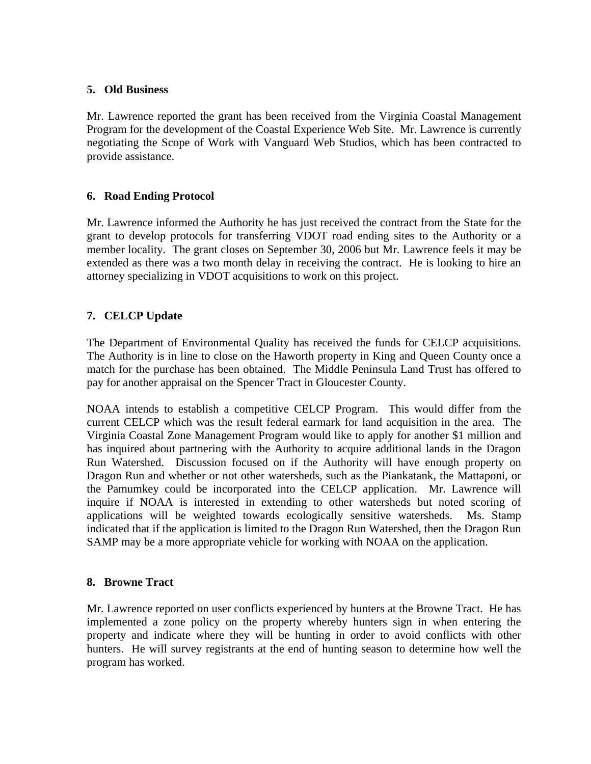**5. Old Business**

Mr. Lawrence reported the grant has been received from the Virginia Coastal Management Program for the development of the Coastal Experience Web Site. Mr. Lawrence is currently negotiating the Scope of Work with Vanguard Web Studios, which has been contracted to provide assistance.

**6. Road Ending Protocol**

Mr. Lawrence informed the Authority he has just received the contract from the State for the grant to develop protocols for transferring VDOT road ending sites to the Authority or a member locality. The grant closes on September 30, 2006 but Mr. Lawrence feels it may be extended as there was a two month delay in receiving the contract. He is looking to hire an attorney specializing in VDOT acquisitions to work on this project.

**7. CELCP Update**

The Department of Environmental Quality has received the funds for CELCP acquisitions. The Authority is in line to close on the Haworth property in King and Queen County once a match for the purchase has been obtained. The Middle Peninsula Land Trust has offered to pay for another appraisal on the Spencer Tract in Gloucester County.

NOAA intends to establish a competitive CELCP Program. This would differ from the current CELCP which was the result federal earmark for land acquisition in the area. The Virginia Coastal Zone Management Program would like to apply for another $1 million and has inquired about partnering with the Authority to acquire additional lands in the Dragon Run Watershed. Discussion focused on if the Authority will have enough property on Dragon Run and whether or not other watersheds, such as the Piankatank, the Mattaponi, or the Pamumkey could be incorporated into the CELCP application. Mr. Lawrence will inquire if NOAA is interested in extending to other watersheds but noted scoring of applications will be weighted towards ecologically sensitive watersheds. Ms. Stamp indicated that if the application is limited to the Dragon Run Watershed, then the Dragon Run SAMP may be a more appropriate vehicle for working with NOAA on the application.

**8. Browne Tract**

Mr. Lawrence reported on user conflicts experienced by hunters at the Browne Tract. He has implemented a zone policy on the property whereby hunters sign in when entering the property and indicate where they will be hunting in order to avoid conflicts with other hunters. He will survey registrants at the end of hunting season to determine how well the program has worked.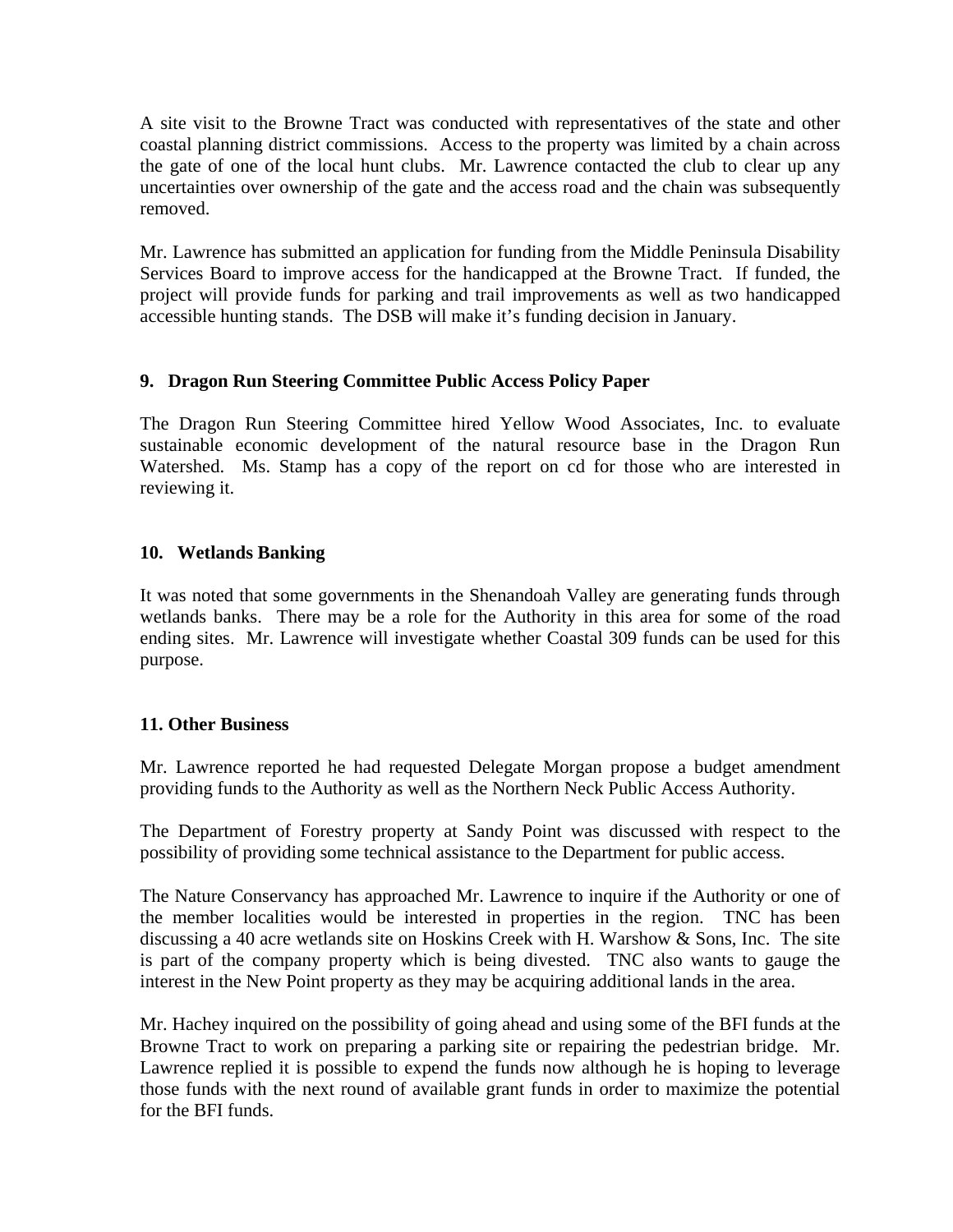A site visit to the Browne Tract was conducted with representatives of the state and other coastal planning district commissions. Access to the property was limited by a chain across the gate of one of the local hunt clubs. Mr. Lawrence contacted the club to clear up any uncertainties over ownership of the gate and the access road and the chain was subsequently removed.

Mr. Lawrence has submitted an application for funding from the Middle Peninsula Disability Services Board to improve access for the handicapped at the Browne Tract. If funded, the project will provide funds for parking and trail improvements as well as two handicapped accessible hunting stands. The DSB will make it's funding decision in January.

**9. Dragon Run Steering Committee Public Access Policy Paper**

The Dragon Run Steering Committee hired Yellow Wood Associates, Inc. to evaluate sustainable economic development of the natural resource base in the Dragon Run Watershed. Ms. Stamp has a copy of the report on cd for those who are interested in reviewing it.

**10. Wetlands Banking**

It was noted that some governments in the Shenandoah Valley are generating funds through wetlands banks. There may be a role for the Authority in this area for some of the road ending sites. Mr. Lawrence will investigate whether Coastal 309 funds can be used for this purpose.

**11. Other Business**

Mr. Lawrence reported he had requested Delegate Morgan propose a budget amendment providing funds to the Authority as well as the Northern Neck Public Access Authority.

The Department of Forestry property at Sandy Point was discussed with respect to the possibility of providing some technical assistance to the Department for public access.

The Nature Conservancy has approached Mr. Lawrence to inquire if the Authority or one of the member localities would be interested in properties in the region. TNC has been discussing a 40 acre wetlands site on Hoskins Creek with H. Warshow & Sons, Inc. The site is part of the company property which is being divested. TNC also wants to gauge the interest in the New Point property as they may be acquiring additional lands in the area.

Mr. Hachey inquired on the possibility of going ahead and using some of the BFI funds at the Browne Tract to work on preparing a parking site or repairing the pedestrian bridge. Mr. Lawrence replied it is possible to expend the funds now although he is hoping to leverage those funds with the next round of available grant funds in order to maximize the potential for the BFI funds.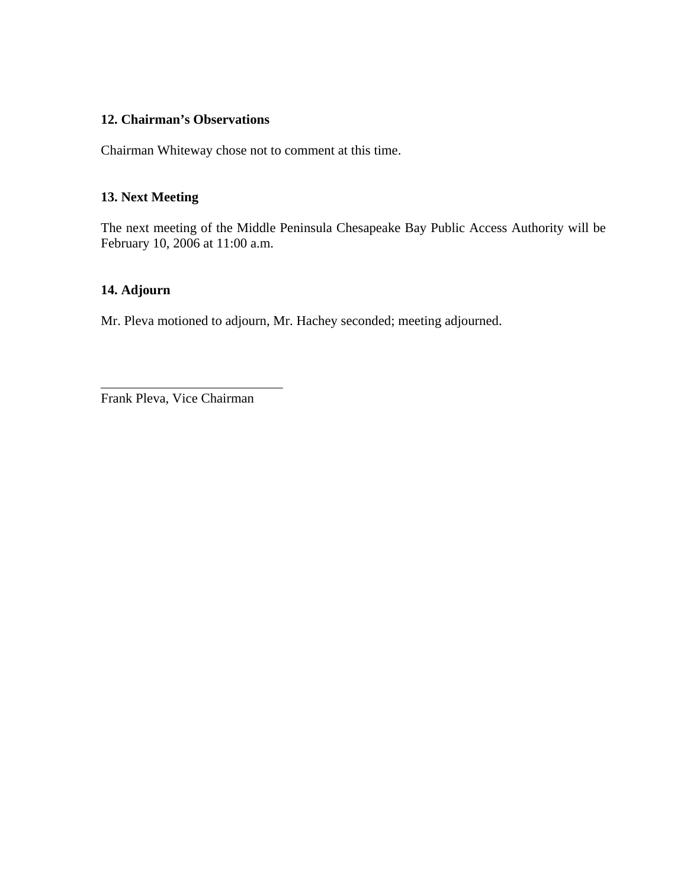**12. Chairman's Observations**

Chairman Whiteway chose not to comment at this time.

**13. Next Meeting**

The next meeting of the Middle Peninsula Chesapeake Bay Public Access Authority will be February 10, 2006 at 11:00 a.m.

**14. Adjourn**

Mr. Pleva motioned to adjourn, Mr. Hachey seconded; meeting adjourned.

\_\_\_\_\_\_\_\_\_\_\_\_\_\_\_\_\_\_\_\_\_\_\_\_\_\_\_\_

Frank Pleva, Vice Chairman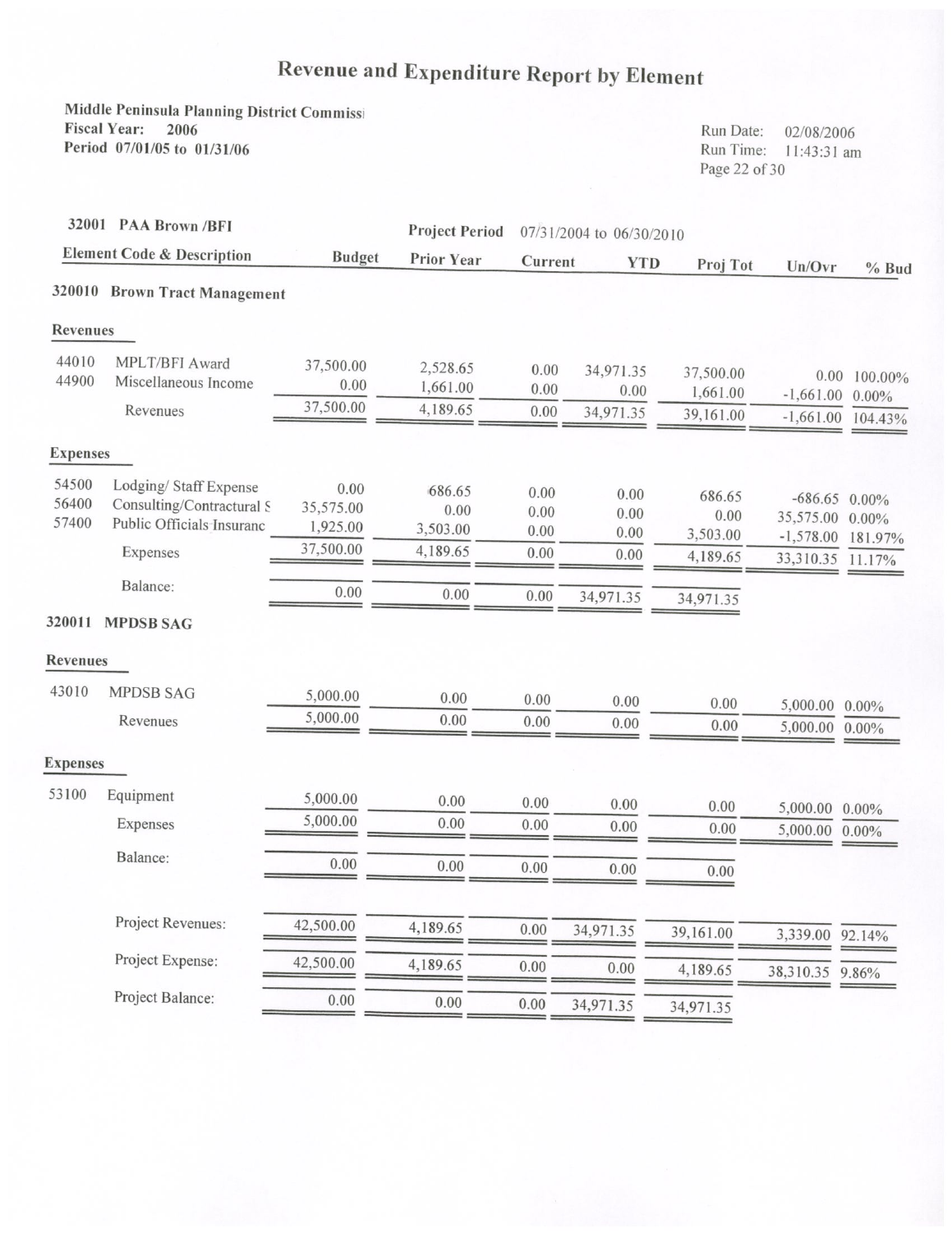# Revenue and Expenditure Report by Element

**Middle Peninsula Planning District Commissi**
**Fiscal Year: 2006**
**Period 07/01/05 to 01/31/06**

Run Date: 02/08/2006
Run Time: 11:43:31 am

**32001 PAA Brown /BFI** — **Project Period** 07/31/2004 to 06/30/2010

| Element Code & Description | | Budget | Prior Year | Current | YTD | Proj Tot | Un/Ovr | % Bud |
|---|---|---|---|---|---|---|---|---|
| **320010 Brown Tract Management** | | | | | | | | |
| **Revenues** | | | | | | | | |
| 44010 | MPLT/BFI Award | 37,500.00 | 2,528.65 | 0.00 | 34,971.35 | 37,500.00 | 0.00 | 100.00% |
| 44900 | Miscellaneous Income | 0.00 | 1,661.00 | 0.00 | 0.00 | 1,661.00 | -1,661.00 | 0.00% |
| | Revenues | 37,500.00 | 4,189.65 | 0.00 | 34,971.35 | 39,161.00 | -1,661.00 | 104.43% |
| **Expenses** | | | | | | | | |
| 54500 | Lodging/ Staff Expense | 0.00 | 686.65 | 0.00 | 0.00 | 686.65 | -686.65 | 0.00% |
| 56400 | Consulting/Contractural S | 35,575.00 | 0.00 | 0.00 | 0.00 | 0.00 | 35,575.00 | 0.00% |
| 57400 | Public Officials Insuranc | 1,925.00 | 3,503.00 | 0.00 | 0.00 | 3,503.00 | -1,578.00 | 181.97% |
| | Expenses | 37,500.00 | 4,189.65 | 0.00 | 0.00 | 4,189.65 | 33,310.35 | 11.17% |
| | Balance: | 0.00 | 0.00 | 0.00 | 34,971.35 | 34,971.35 | | |
| **320011 MPDSB SAG** | | | | | | | | |
| **Revenues** | | | | | | | | |
| 43010 | MPDSB SAG | 5,000.00 | 0.00 | 0.00 | 0.00 | 0.00 | 5,000.00 | 0.00% |
| | Revenues | 5,000.00 | 0.00 | 0.00 | 0.00 | 0.00 | 5,000.00 | 0.00% |
| **Expenses** | | | | | | | | |
| 53100 | Equipment | 5,000.00 | 0.00 | 0.00 | 0.00 | 0.00 | 5,000.00 | 0.00% |
| | Expenses | 5,000.00 | 0.00 | 0.00 | 0.00 | 0.00 | 5,000.00 | 0.00% |
| | Balance: | 0.00 | 0.00 | 0.00 | 0.00 | 0.00 | | |
| | Project Revenues: | 42,500.00 | 4,189.65 | 0.00 | 34,971.35 | 39,161.00 | 3,339.00 | 92.14% |
| | Project Expense: | 42,500.00 | 4,189.65 | 0.00 | 0.00 | 4,189.65 | 38,310.35 | 9.86% |
| | Project Balance: | 0.00 | 0.00 | 0.00 | 34,971.35 | 34,971.35 | | |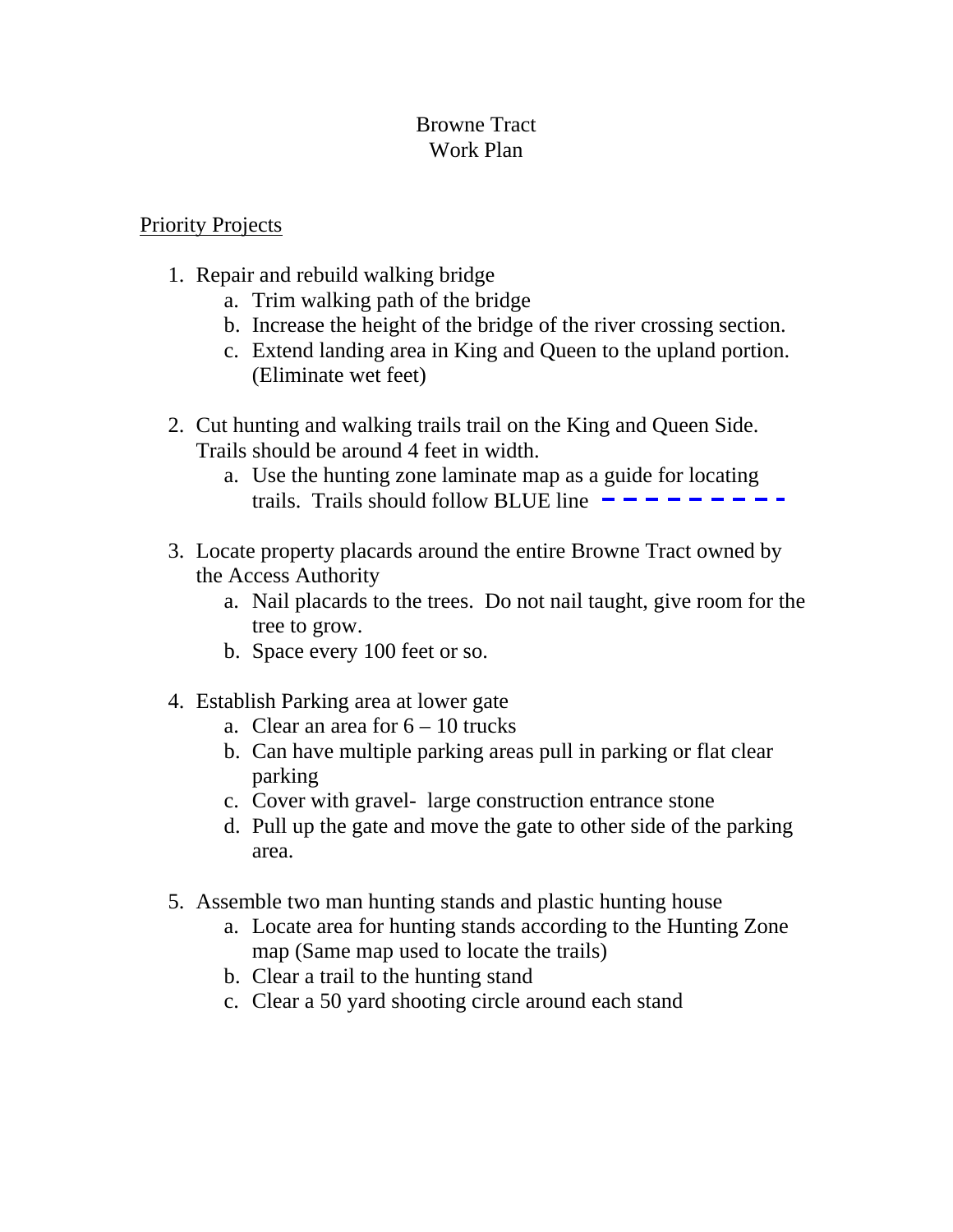# Browne Tract
# Work Plan

<u>Priority Projects</u>

1. Repair and rebuild walking bridge
   a. Trim walking path of the bridge
   b. Increase the height of the bridge of the river crossing section.
   c. Extend landing area in King and Queen to the upland portion. (Eliminate wet feet)

2. Cut hunting and walking trails trail on the King and Queen Side. Trails should be around 4 feet in width.
   a. Use the hunting zone laminate map as a guide for locating trails. Trails should follow BLUE line - - - - - - - - - -

3. Locate property placards around the entire Browne Tract owned by the Access Authority
   a. Nail placards to the trees. Do not nail taught, give room for the tree to grow.
   b. Space every 100 feet or so.

4. Establish Parking area at lower gate
   a. Clear an area for 6 – 10 trucks
   b. Can have multiple parking areas pull in parking or flat clear parking
   c. Cover with gravel- large construction entrance stone
   d. Pull up the gate and move the gate to other side of the parking area.

5. Assemble two man hunting stands and plastic hunting house
   a. Locate area for hunting stands according to the Hunting Zone map (Same map used to locate the trails)
   b. Clear a trail to the hunting stand
   c. Clear a 50 yard shooting circle around each stand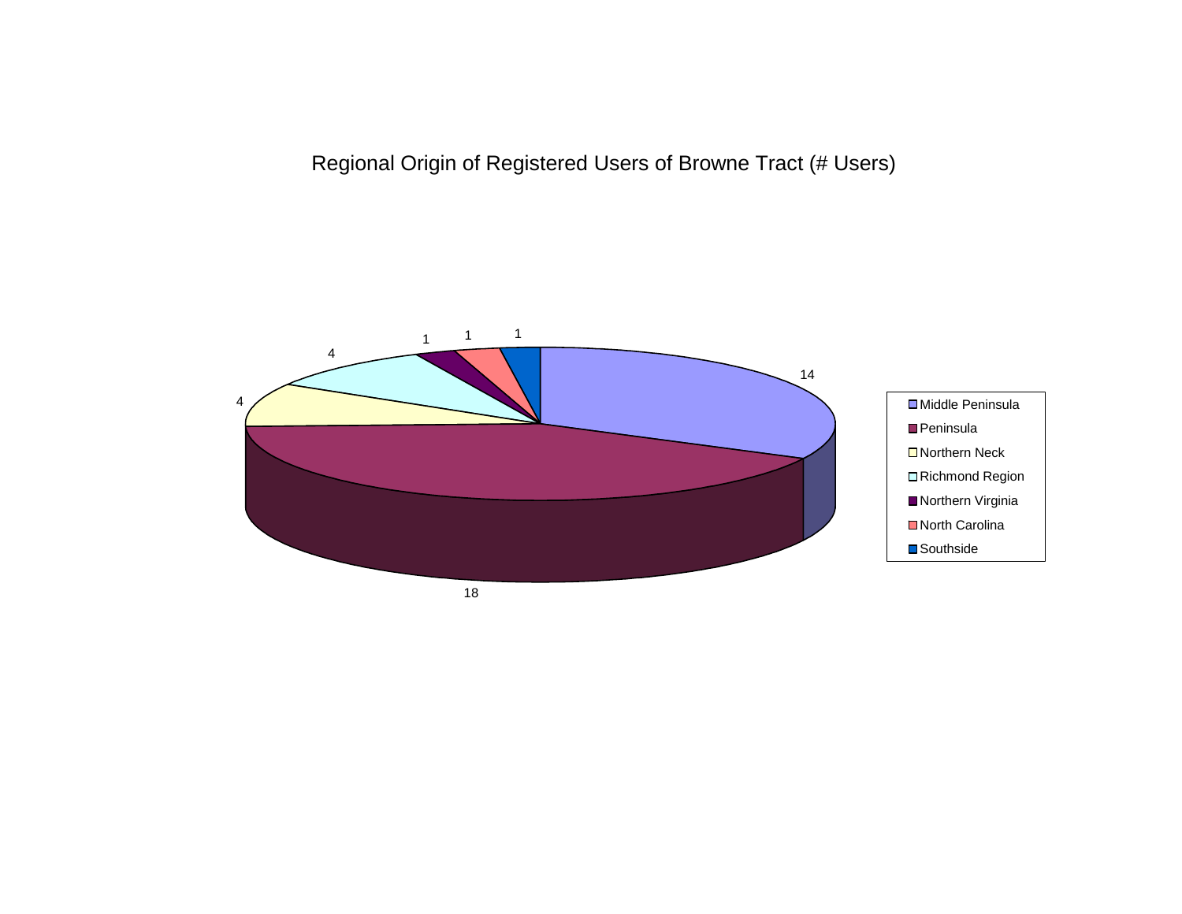## Regional Origin of Registered Users of Browne Tract (# Users)

| Region | # Users |
|---|---|
| Middle Peninsula | 14 |
| Peninsula | 18 |
| Northern Neck | 4 |
| Richmond Region | 4 |
| Northern Virginia | 1 |
| North Carolina | 1 |
| Southside | 1 |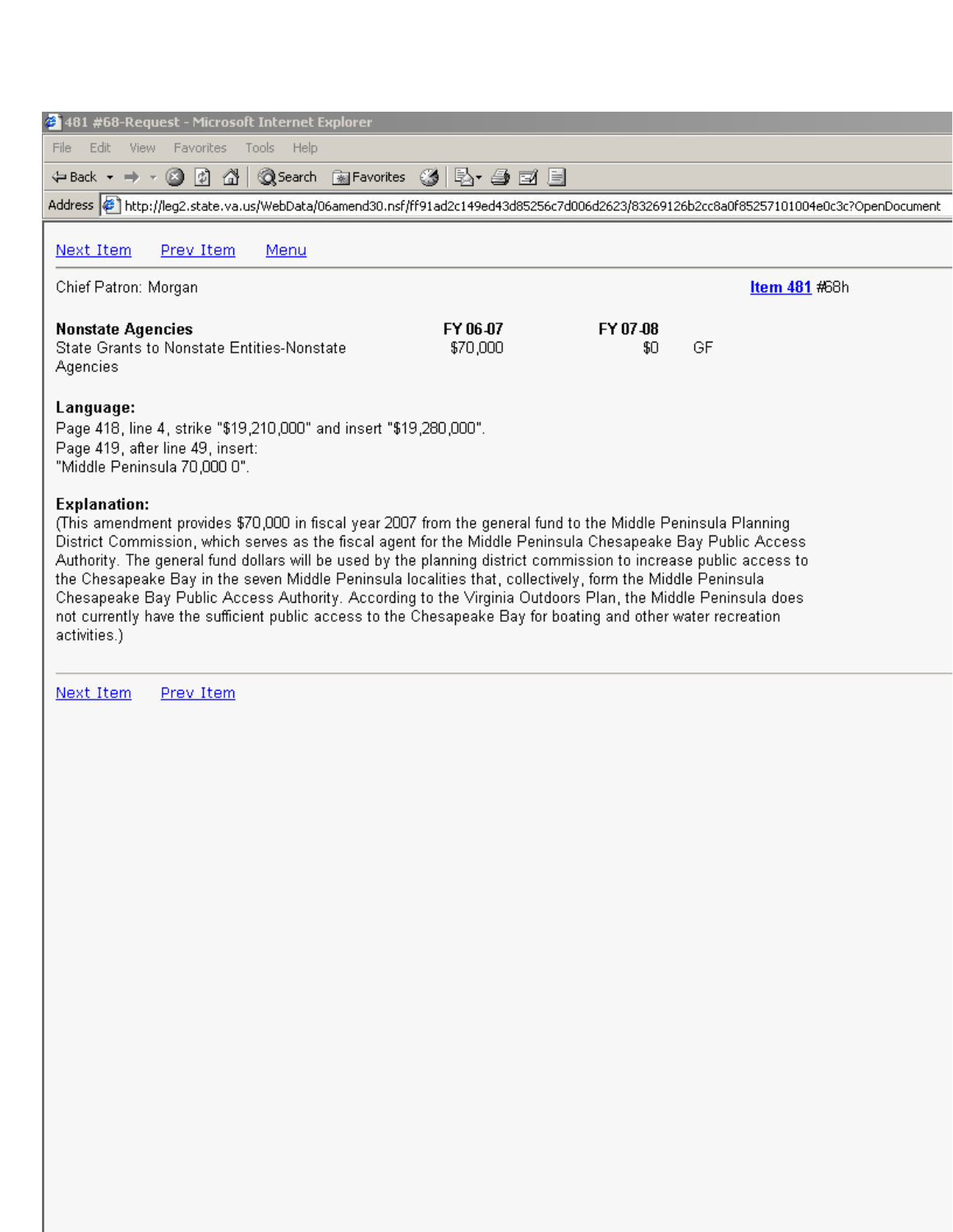Next Item    Prev Item    Menu

Chief Patron: Morgan    Item 481 #68h

| | FY 06-07 | FY 07-08 | |
|---|---|---|---|
| **Nonstate Agencies** | | | |
| State Grants to Nonstate Entities-Nonstate Agencies | $70,000 | $0 | GF |

**Language:**

Page 418, line 4, strike "$19,210,000" and insert "$19,280,000".
Page 419, after line 49, insert:
"Middle Peninsula 70,000 0".

**Explanation:**

(This amendment provides $70,000 in fiscal year 2007 from the general fund to the Middle Peninsula Planning District Commission, which serves as the fiscal agent for the Middle Peninsula Chesapeake Bay Public Access Authority. The general fund dollars will be used by the planning district commission to increase public access to the Chesapeake Bay in the seven Middle Peninsula localities that, collectively, form the Middle Peninsula Chesapeake Bay Public Access Authority. According to the Virginia Outdoors Plan, the Middle Peninsula does not currently have the sufficient public access to the Chesapeake Bay for boating and other water recreation activities.)

Next Item    Prev Item